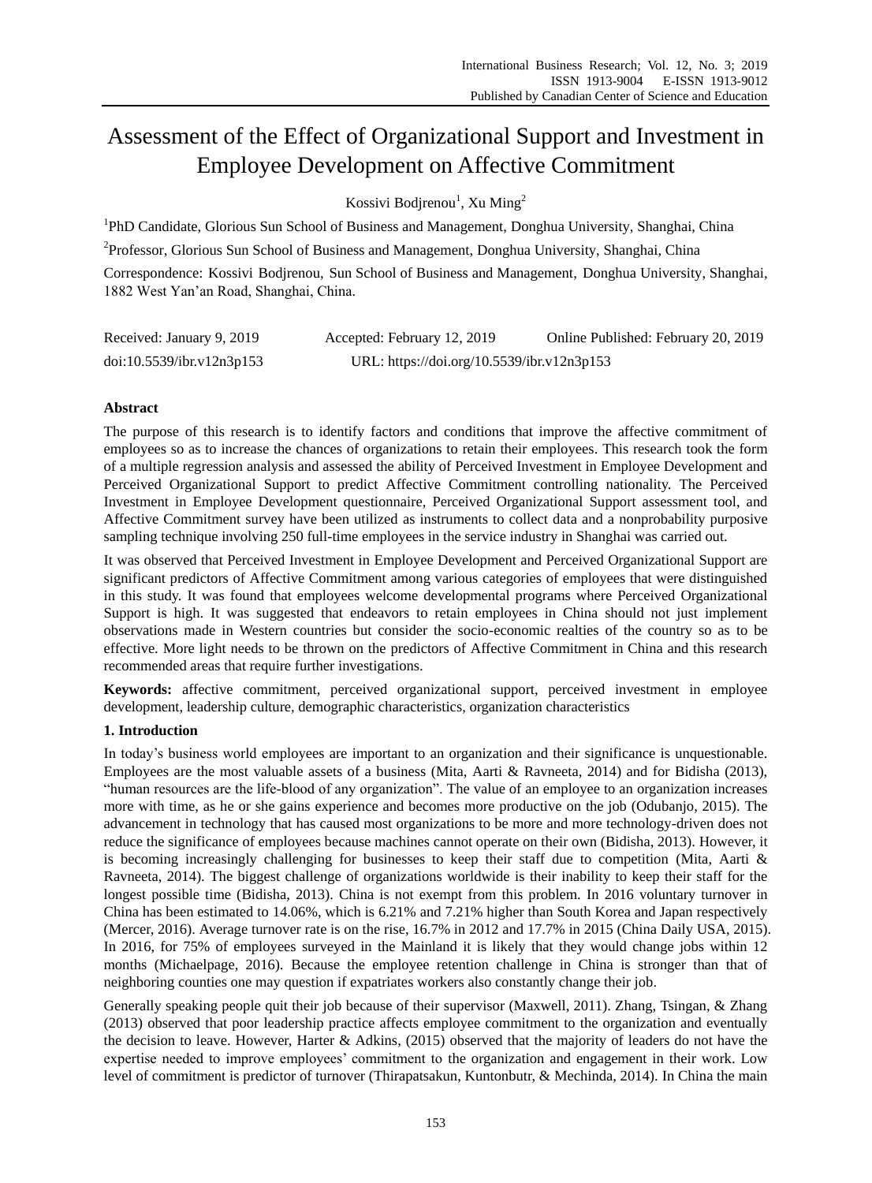# Assessment of the Effect of Organizational Support and Investment in Employee Development on Affective Commitment

Kossivi Bodjrenou[1], Xu Ming[2]

[1]PhD Candidate, Glorious Sun School of Business and Management, Donghua University, Shanghai, China

[2]Professor, Glorious Sun School of Business and Management, Donghua University, Shanghai, China

Correspondence: Kossivi Bodjrenou, Sun School of Business and Management, Donghua University, Shanghai, 1882 West Yan'an Road, Shanghai, China.

Received: January 9, 2019 Accepted: February 12, 2019 Online Published: February 20, 2019

doi:10.5539/ibr.v12n3p153 URL: https://doi.org/10.5539/ibr.v12n3p153

## Abstract

The purpose of this research is to identify factors and conditions that improve the affective commitment of employees so as to increase the chances of organizations to retain their employees. This research took the form of a multiple regression analysis and assessed the ability of Perceived Investment in Employee Development and Perceived Organizational Support to predict Affective Commitment controlling nationality. The Perceived Investment in Employee Development questionnaire, Perceived Organizational Support assessment tool, and Affective Commitment survey have been utilized as instruments to collect data and a nonprobability purposive sampling technique involving 250 full-time employees in the service industry in Shanghai was carried out.

It was observed that Perceived Investment in Employee Development and Perceived Organizational Support are significant predictors of Affective Commitment among various categories of employees that were distinguished in this study. It was found that employees welcome developmental programs where Perceived Organizational Support is high. It was suggested that endeavors to retain employees in China should not just implement observations made in Western countries but consider the socio-economic realties of the country so as to be effective. More light needs to be thrown on the predictors of Affective Commitment in China and this research recommended areas that require further investigations.

**Keywords:** affective commitment, perceived organizational support, perceived investment in employee development, leadership culture, demographic characteristics, organization characteristics

## 1. Introduction

In today's business world employees are important to an organization and their significance is unquestionable. Employees are the most valuable assets of a business (Mita, Aarti & Ravneeta, 2014) and for Bidisha (2013), "human resources are the life-blood of any organization". The value of an employee to an organization increases more with time, as he or she gains experience and becomes more productive on the job (Odubanjo, 2015). The advancement in technology that has caused most organizations to be more and more technology-driven does not reduce the significance of employees because machines cannot operate on their own (Bidisha, 2013). However, it is becoming increasingly challenging for businesses to keep their staff due to competition (Mita, Aarti & Ravneeta, 2014). The biggest challenge of organizations worldwide is their inability to keep their staff for the longest possible time (Bidisha, 2013). China is not exempt from this problem. In 2016 voluntary turnover in China has been estimated to 14.06%, which is 6.21% and 7.21% higher than South Korea and Japan respectively (Mercer, 2016). Average turnover rate is on the rise, 16.7% in 2012 and 17.7% in 2015 (China Daily USA, 2015). In 2016, for 75% of employees surveyed in the Mainland it is likely that they would change jobs within 12 months (Michaelpage, 2016). Because the employee retention challenge in China is stronger than that of neighboring counties one may question if expatriates workers also constantly change their job.

Generally speaking people quit their job because of their supervisor (Maxwell, 2011). Zhang, Tsingan, & Zhang (2013) observed that poor leadership practice affects employee commitment to the organization and eventually the decision to leave. However, Harter & Adkins, (2015) observed that the majority of leaders do not have the expertise needed to improve employees' commitment to the organization and engagement in their work. Low level of commitment is predictor of turnover (Thirapatsakun, Kuntonbutr, & Mechinda, 2014). In China the main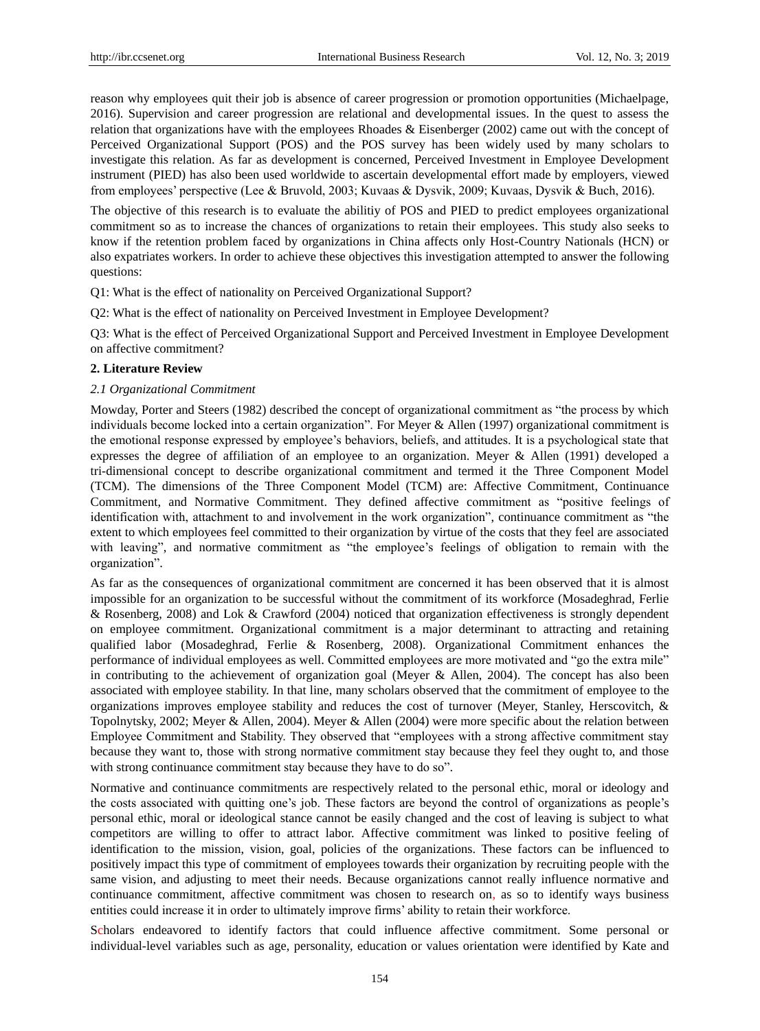reason why employees quit their job is absence of career progression or promotion opportunities (Michaelpage, 2016). Supervision and career progression are relational and developmental issues. In the quest to assess the relation that organizations have with the employees Rhoades & Eisenberger (2002) came out with the concept of Perceived Organizational Support (POS) and the POS survey has been widely used by many scholars to investigate this relation. As far as development is concerned, Perceived Investment in Employee Development instrument (PIED) has also been used worldwide to ascertain developmental effort made by employers, viewed from employees' perspective (Lee & Bruvold, 2003; Kuvaas & Dysvik, 2009; Kuvaas, Dysvik & Buch, 2016).

The objective of this research is to evaluate the abilitiy of POS and PIED to predict employees organizational commitment so as to increase the chances of organizations to retain their employees. This study also seeks to know if the retention problem faced by organizations in China affects only Host-Country Nationals (HCN) or also expatriates workers. In order to achieve these objectives this investigation attempted to answer the following questions:

Q1: What is the effect of nationality on Perceived Organizational Support?

Q2: What is the effect of nationality on Perceived Investment in Employee Development?

Q3: What is the effect of Perceived Organizational Support and Perceived Investment in Employee Development on affective commitment?

## 2. Literature Review

### *2.1 Organizational Commitment*

Mowday, Porter and Steers (1982) described the concept of organizational commitment as "the process by which individuals become locked into a certain organization". For Meyer & Allen (1997) organizational commitment is the emotional response expressed by employee's behaviors, beliefs, and attitudes. It is a psychological state that expresses the degree of affiliation of an employee to an organization. Meyer & Allen (1991) developed a tri-dimensional concept to describe organizational commitment and termed it the Three Component Model (TCM). The dimensions of the Three Component Model (TCM) are: Affective Commitment, Continuance Commitment, and Normative Commitment. They defined affective commitment as "positive feelings of identification with, attachment to and involvement in the work organization", continuance commitment as "the extent to which employees feel committed to their organization by virtue of the costs that they feel are associated with leaving", and normative commitment as "the employee's feelings of obligation to remain with the organization".

As far as the consequences of organizational commitment are concerned it has been observed that it is almost impossible for an organization to be successful without the commitment of its workforce (Mosadeghrad, Ferlie & Rosenberg, 2008) and Lok & Crawford (2004) noticed that organization effectiveness is strongly dependent on employee commitment. Organizational commitment is a major determinant to attracting and retaining qualified labor (Mosadeghrad, Ferlie & Rosenberg, 2008). Organizational Commitment enhances the performance of individual employees as well. Committed employees are more motivated and "go the extra mile" in contributing to the achievement of organization goal (Meyer & Allen, 2004). The concept has also been associated with employee stability. In that line, many scholars observed that the commitment of employee to the organizations improves employee stability and reduces the cost of turnover (Meyer, Stanley, Herscovitch, & Topolnytsky, 2002; Meyer & Allen, 2004). Meyer & Allen (2004) were more specific about the relation between Employee Commitment and Stability. They observed that "employees with a strong affective commitment stay because they want to, those with strong normative commitment stay because they feel they ought to, and those with strong continuance commitment stay because they have to do so".

Normative and continuance commitments are respectively related to the personal ethic, moral or ideology and the costs associated with quitting one's job. These factors are beyond the control of organizations as people's personal ethic, moral or ideological stance cannot be easily changed and the cost of leaving is subject to what competitors are willing to offer to attract labor. Affective commitment was linked to positive feeling of identification to the mission, vision, goal, policies of the organizations. These factors can be influenced to positively impact this type of commitment of employees towards their organization by recruiting people with the same vision, and adjusting to meet their needs. Because organizations cannot really influence normative and continuance commitment, affective commitment was chosen to research on, as so to identify ways business entities could increase it in order to ultimately improve firms' ability to retain their workforce.

Scholars endeavored to identify factors that could influence affective commitment. Some personal or individual-level variables such as age, personality, education or values orientation were identified by Kate and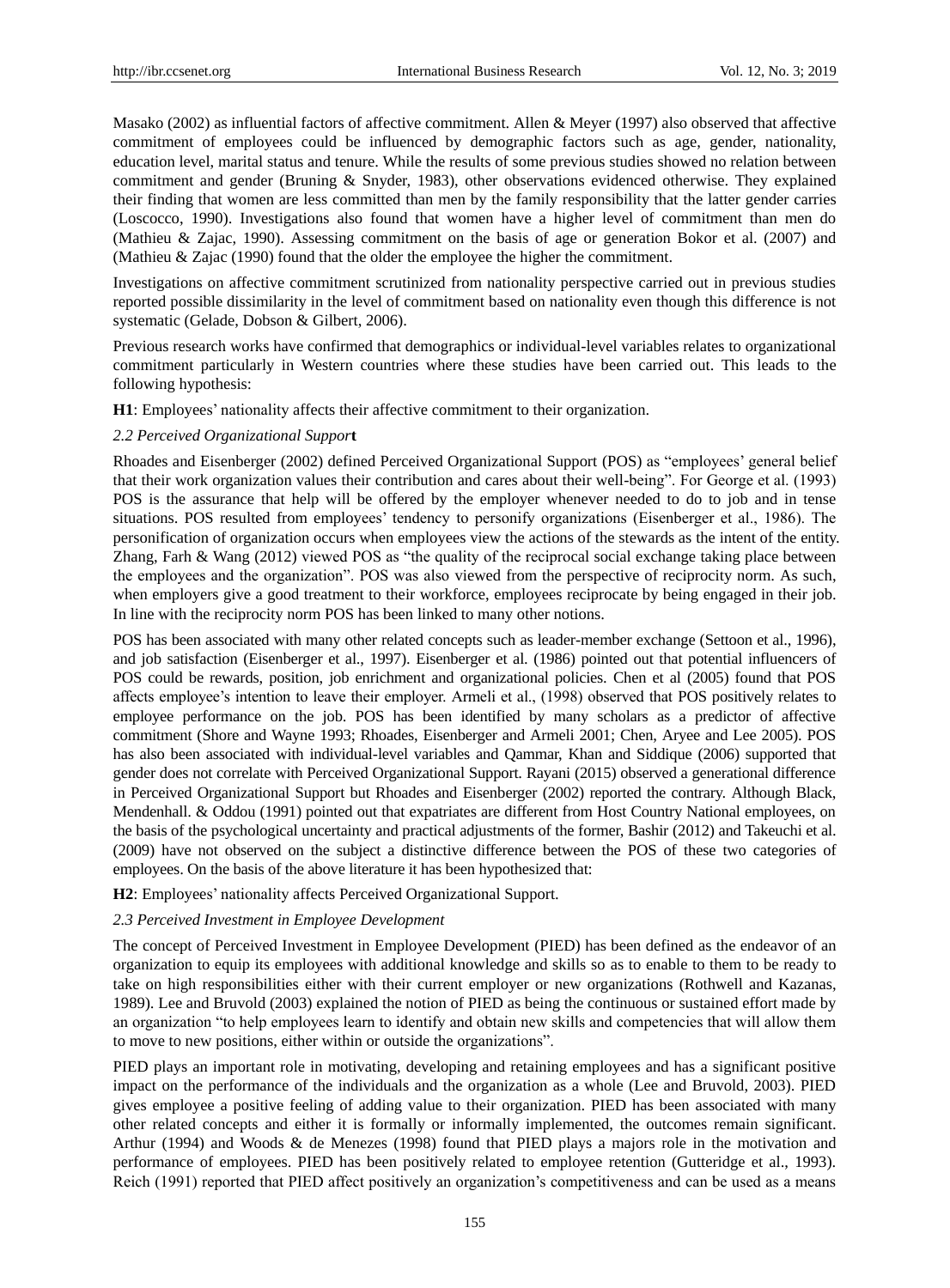Masako (2002) as influential factors of affective commitment. Allen & Meyer (1997) also observed that affective commitment of employees could be influenced by demographic factors such as age, gender, nationality, education level, marital status and tenure. While the results of some previous studies showed no relation between commitment and gender (Bruning & Snyder, 1983), other observations evidenced otherwise. They explained their finding that women are less committed than men by the family responsibility that the latter gender carries (Loscocco, 1990). Investigations also found that women have a higher level of commitment than men do (Mathieu & Zajac, 1990). Assessing commitment on the basis of age or generation Bokor et al. (2007) and (Mathieu & Zajac (1990) found that the older the employee the higher the commitment.

Investigations on affective commitment scrutinized from nationality perspective carried out in previous studies reported possible dissimilarity in the level of commitment based on nationality even though this difference is not systematic (Gelade, Dobson & Gilbert, 2006).

Previous research works have confirmed that demographics or individual-level variables relates to organizational commitment particularly in Western countries where these studies have been carried out. This leads to the following hypothesis:

**H1**: Employees' nationality affects their affective commitment to their organization.

### *2.2 Perceived Organizational Suppor***t**

Rhoades and Eisenberger (2002) defined Perceived Organizational Support (POS) as "employees' general belief that their work organization values their contribution and cares about their well-being". For George et al. (1993) POS is the assurance that help will be offered by the employer whenever needed to do to job and in tense situations. POS resulted from employees' tendency to personify organizations (Eisenberger et al., 1986). The personification of organization occurs when employees view the actions of the stewards as the intent of the entity. Zhang, Farh & Wang (2012) viewed POS as "the quality of the reciprocal social exchange taking place between the employees and the organization". POS was also viewed from the perspective of reciprocity norm. As such, when employers give a good treatment to their workforce, employees reciprocate by being engaged in their job. In line with the reciprocity norm POS has been linked to many other notions.

POS has been associated with many other related concepts such as leader-member exchange (Settoon et al., 1996), and job satisfaction (Eisenberger et al., 1997). Eisenberger et al. (1986) pointed out that potential influencers of POS could be rewards, position, job enrichment and organizational policies. Chen et al (2005) found that POS affects employee's intention to leave their employer. Armeli et al., (1998) observed that POS positively relates to employee performance on the job. POS has been identified by many scholars as a predictor of affective commitment (Shore and Wayne 1993; Rhoades, Eisenberger and Armeli 2001; Chen, Aryee and Lee 2005). POS has also been associated with individual-level variables and Qammar, Khan and Siddique (2006) supported that gender does not correlate with Perceived Organizational Support. Rayani (2015) observed a generational difference in Perceived Organizational Support but Rhoades and Eisenberger (2002) reported the contrary. Although Black, Mendenhall. & Oddou (1991) pointed out that expatriates are different from Host Country National employees, on the basis of the psychological uncertainty and practical adjustments of the former, Bashir (2012) and Takeuchi et al. (2009) have not observed on the subject a distinctive difference between the POS of these two categories of employees. On the basis of the above literature it has been hypothesized that:

**H2**: Employees' nationality affects Perceived Organizational Support.

### *2.3 Perceived Investment in Employee Development*

The concept of Perceived Investment in Employee Development (PIED) has been defined as the endeavor of an organization to equip its employees with additional knowledge and skills so as to enable to them to be ready to take on high responsibilities either with their current employer or new organizations (Rothwell and Kazanas, 1989). Lee and Bruvold (2003) explained the notion of PIED as being the continuous or sustained effort made by an organization "to help employees learn to identify and obtain new skills and competencies that will allow them to move to new positions, either within or outside the organizations".

PIED plays an important role in motivating, developing and retaining employees and has a significant positive impact on the performance of the individuals and the organization as a whole (Lee and Bruvold, 2003). PIED gives employee a positive feeling of adding value to their organization. PIED has been associated with many other related concepts and either it is formally or informally implemented, the outcomes remain significant. Arthur (1994) and Woods & de Menezes (1998) found that PIED plays a majors role in the motivation and performance of employees. PIED has been positively related to employee retention (Gutteridge et al., 1993). Reich (1991) reported that PIED affect positively an organization's competitiveness and can be used as a means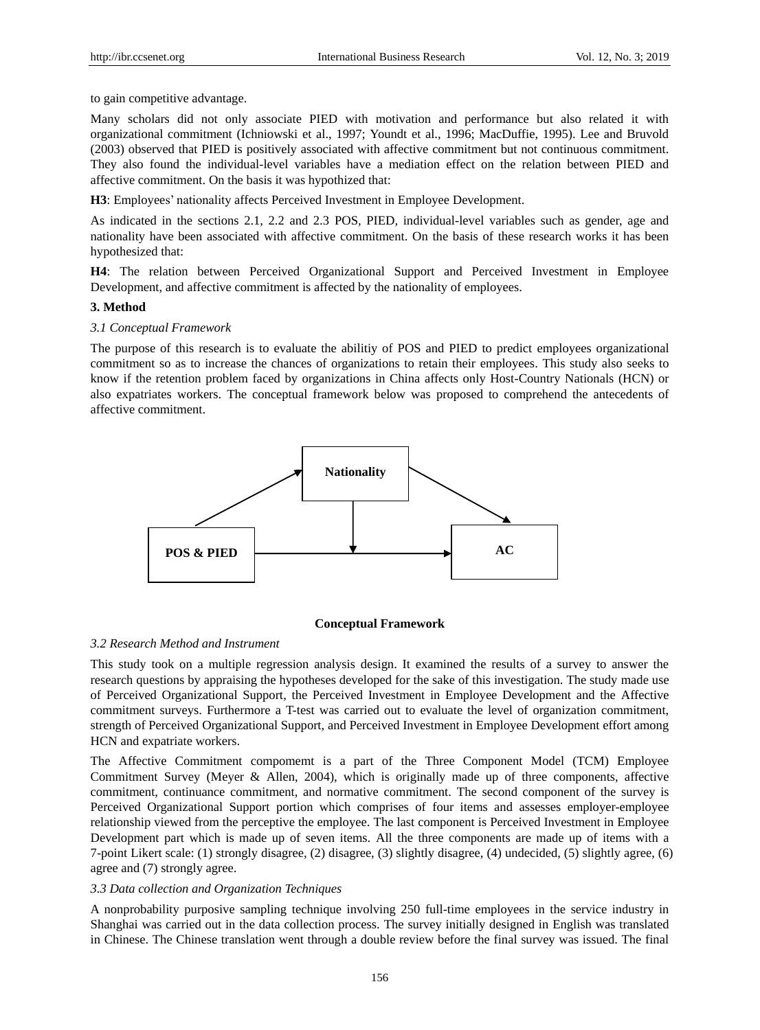to gain competitive advantage.

Many scholars did not only associate PIED with motivation and performance but also related it with organizational commitment (Ichniowski et al., 1997; Youndt et al., 1996; MacDuffie, 1995). Lee and Bruvold (2003) observed that PIED is positively associated with affective commitment but not continuous commitment. They also found the individual-level variables have a mediation effect on the relation between PIED and affective commitment. On the basis it was hypothized that:

**H3**: Employees' nationality affects Perceived Investment in Employee Development.

As indicated in the sections 2.1, 2.2 and 2.3 POS, PIED, individual-level variables such as gender, age and nationality have been associated with affective commitment. On the basis of these research works it has been hypothesized that:

**H4**: The relation between Perceived Organizational Support and Perceived Investment in Employee Development, and affective commitment is affected by the nationality of employees.

## 3. Method

### *3.1 Conceptual Framework*

The purpose of this research is to evaluate the abilitiy of POS and PIED to predict employees organizational commitment so as to increase the chances of organizations to retain their employees. This study also seeks to know if the retention problem faced by organizations in China affects only Host-Country Nationals (HCN) or also expatriates workers. The conceptual framework below was proposed to comprehend the antecedents of affective commitment.

Nationality

POS & PIED

AC

**Conceptual Framework**

### *3.2 Research Method and Instrument*

This study took on a multiple regression analysis design. It examined the results of a survey to answer the research questions by appraising the hypotheses developed for the sake of this investigation. The study made use of Perceived Organizational Support, the Perceived Investment in Employee Development and the Affective commitment surveys. Furthermore a T-test was carried out to evaluate the level of organization commitment, strength of Perceived Organizational Support, and Perceived Investment in Employee Development effort among HCN and expatriate workers.

The Affective Commitment compomemt is a part of the Three Component Model (TCM) Employee Commitment Survey (Meyer & Allen, 2004), which is originally made up of three components, affective commitment, continuance commitment, and normative commitment. The second component of the survey is Perceived Organizational Support portion which comprises of four items and assesses employer-employee relationship viewed from the perceptive the employee. The last component is Perceived Investment in Employee Development part which is made up of seven items. All the three components are made up of items with a 7-point Likert scale: (1) strongly disagree, (2) disagree, (3) slightly disagree, (4) undecided, (5) slightly agree, (6) agree and (7) strongly agree.

### *3.3 Data collection and Organization Techniques*

A nonprobability purposive sampling technique involving 250 full-time employees in the service industry in Shanghai was carried out in the data collection process. The survey initially designed in English was translated in Chinese. The Chinese translation went through a double review before the final survey was issued. The final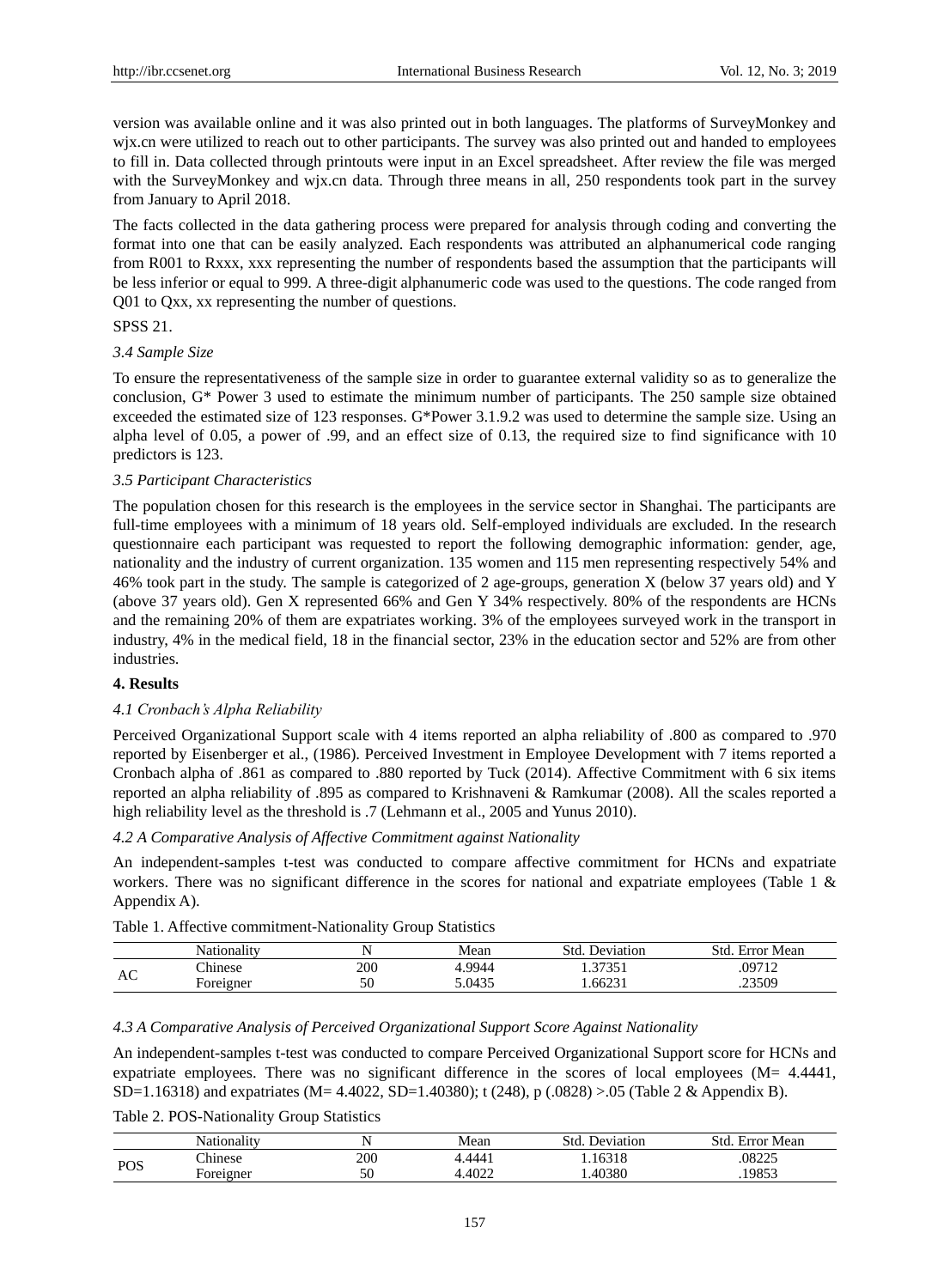version was available online and it was also printed out in both languages. The platforms of SurveyMonkey and wjx.cn were utilized to reach out to other participants. The survey was also printed out and handed to employees to fill in. Data collected through printouts were input in an Excel spreadsheet. After review the file was merged with the SurveyMonkey and wjx.cn data. Through three means in all, 250 respondents took part in the survey from January to April 2018.

The facts collected in the data gathering process were prepared for analysis through coding and converting the format into one that can be easily analyzed. Each respondents was attributed an alphanumerical code ranging from R001 to Rxxx, xxx representing the number of respondents based the assumption that the participants will be less inferior or equal to 999. A three-digit alphanumeric code was used to the questions. The code ranged from Q01 to Qxx, xx representing the number of questions.

SPSS 21.

*3.4 Sample Size*

To ensure the representativeness of the sample size in order to guarantee external validity so as to generalize the conclusion, G* Power 3 used to estimate the minimum number of participants. The 250 sample size obtained exceeded the estimated size of 123 responses. G*Power 3.1.9.2 was used to determine the sample size. Using an alpha level of 0.05, a power of .99, and an effect size of 0.13, the required size to find significance with 10 predictors is 123.

*3.5 Participant Characteristics*

The population chosen for this research is the employees in the service sector in Shanghai. The participants are full-time employees with a minimum of 18 years old. Self-employed individuals are excluded. In the research questionnaire each participant was requested to report the following demographic information: gender, age, nationality and the industry of current organization. 135 women and 115 men representing respectively 54% and 46% took part in the study. The sample is categorized of 2 age-groups, generation X (below 37 years old) and Y (above 37 years old). Gen X represented 66% and Gen Y 34% respectively. 80% of the respondents are HCNs and the remaining 20% of them are expatriates working. 3% of the employees surveyed work in the transport in industry, 4% in the medical field, 18 in the financial sector, 23% in the education sector and 52% are from other industries.

**4. Results**

*4.1 Cronbach's Alpha Reliability*

Perceived Organizational Support scale with 4 items reported an alpha reliability of .800 as compared to .970 reported by Eisenberger et al., (1986). Perceived Investment in Employee Development with 7 items reported a Cronbach alpha of .861 as compared to .880 reported by Tuck (2014). Affective Commitment with 6 six items reported an alpha reliability of .895 as compared to Krishnaveni & Ramkumar (2008). All the scales reported a high reliability level as the threshold is .7 (Lehmann et al., 2005 and Yunus 2010).

*4.2 A Comparative Analysis of Affective Commitment against Nationality*

An independent-samples t-test was conducted to compare affective commitment for HCNs and expatriate workers. There was no significant difference in the scores for national and expatriate employees (Table 1 & Appendix A).

Table 1. Affective commitment-Nationality Group Statistics

| | Nationality | N | Mean | Std. Deviation | Std. Error Mean |
|---|---|---|---|---|---|
| AC | Chinese | 200 | 4.9944 | 1.37351 | .09712 |
| | Foreigner | 50 | 5.0435 | 1.66231 | .23509 |

*4.3 A Comparative Analysis of Perceived Organizational Support Score Against Nationality*

An independent-samples t-test was conducted to compare Perceived Organizational Support score for HCNs and expatriate employees. There was no significant difference in the scores of local employees (M= 4.4441, SD=1.16318) and expatriates (M= 4.4022, SD=1.40380); t (248), p (.0828) >.05 (Table 2 & Appendix B).

Table 2. POS-Nationality Group Statistics

| | Nationality | N | Mean | Std. Deviation | Std. Error Mean |
|---|---|---|---|---|---|
| POS | Chinese | 200 | 4.4441 | 1.16318 | .08225 |
| | Foreigner | 50 | 4.4022 | 1.40380 | .19853 |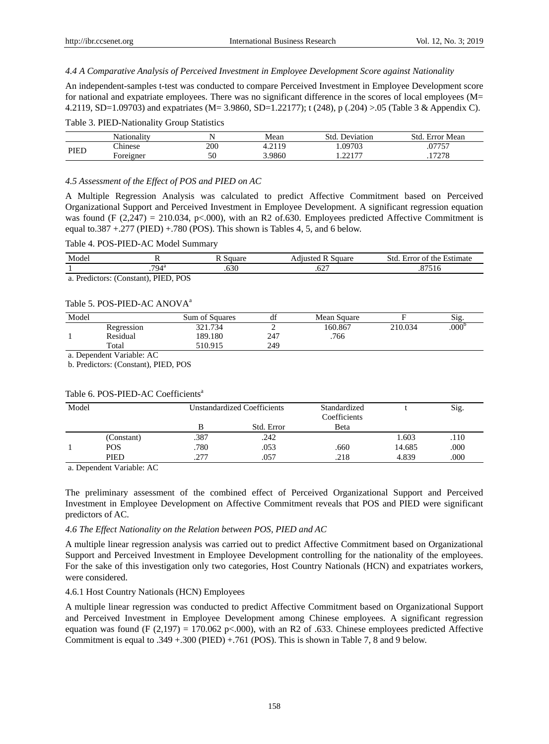### *4.4 A Comparative Analysis of Perceived Investment in Employee Development Score against Nationality*

An independent-samples t-test was conducted to compare Perceived Investment in Employee Development score for national and expatriate employees. There was no significant difference in the scores of local employees (M= 4.2119, SD=1.09703) and expatriates (M= 3.9860, SD=1.22177); t (248), p (.204) >.05 (Table 3 & Appendix C).

Table 3. PIED-Nationality Group Statistics

| | Nationality | N | Mean | Std. Deviation | Std. Error Mean |
|---|---|---|---|---|---|
| PIED | Chinese | 200 | 4.2119 | 1.09703 | .07757 |
| | Foreigner | 50 | 3.9860 | 1.22177 | .17278 |

### *4.5 Assessment of the Effect of POS and PIED on AC*

A Multiple Regression Analysis was calculated to predict Affective Commitment based on Perceived Organizational Support and Perceived Investment in Employee Development. A significant regression equation was found (F (2,247) = 210.034, p<.000), with an R2 of.630. Employees predicted Affective Commitment is equal to.387 +.277 (PIED) +.780 (POS). This shown is Tables 4, 5, and 6 below.

Table 4. POS-PIED-AC Model Summary

| Model | R | R Square | Adjusted R Square | Std. Error of the Estimate |
|---|---|---|---|---|
| 1 | .794[a] | .630 | .627 | .87516 |

a. Predictors: (Constant), PIED, POS

Table 5. POS-PIED-AC ANOVA[a]

| Model | | Sum of Squares | df | Mean Square | F | Sig. |
|---|---|---|---|---|---|---|
| 1 | Regression | 321.734 | 2 | 160.867 | 210.034 | .000[b] |
| | Residual | 189.180 | 247 | .766 | | |
| | Total | 510.915 | 249 | | | |

a. Dependent Variable: AC

b. Predictors: (Constant), PIED, POS

Table 6. POS-PIED-AC Coefficients[a]

| Model | | Unstandardized Coefficients | | Standardized Coefficients | t | Sig. |
|---|---|---|---|---|---|---|
| | | B | Std. Error | Beta | | |
| 1 | (Constant) | .387 | .242 | | 1.603 | .110 |
| | POS | .780 | .053 | .660 | 14.685 | .000 |
| | PIED | .277 | .057 | .218 | 4.839 | .000 |

a. Dependent Variable: AC

The preliminary assessment of the combined effect of Perceived Organizational Support and Perceived Investment in Employee Development on Affective Commitment reveals that POS and PIED were significant predictors of AC.

### *4.6 The Effect Nationality on the Relation between POS, PIED and AC*

A multiple linear regression analysis was carried out to predict Affective Commitment based on Organizational Support and Perceived Investment in Employee Development controlling for the nationality of the employees. For the sake of this investigation only two categories, Host Country Nationals (HCN) and expatriates workers, were considered.

#### 4.6.1 Host Country Nationals (HCN) Employees

A multiple linear regression was conducted to predict Affective Commitment based on Organizational Support and Perceived Investment in Employee Development among Chinese employees. A significant regression equation was found (F (2,197) = 170.062 p<.000), with an R2 of .633. Chinese employees predicted Affective Commitment is equal to .349 +.300 (PIED) +.761 (POS). This is shown in Table 7, 8 and 9 below.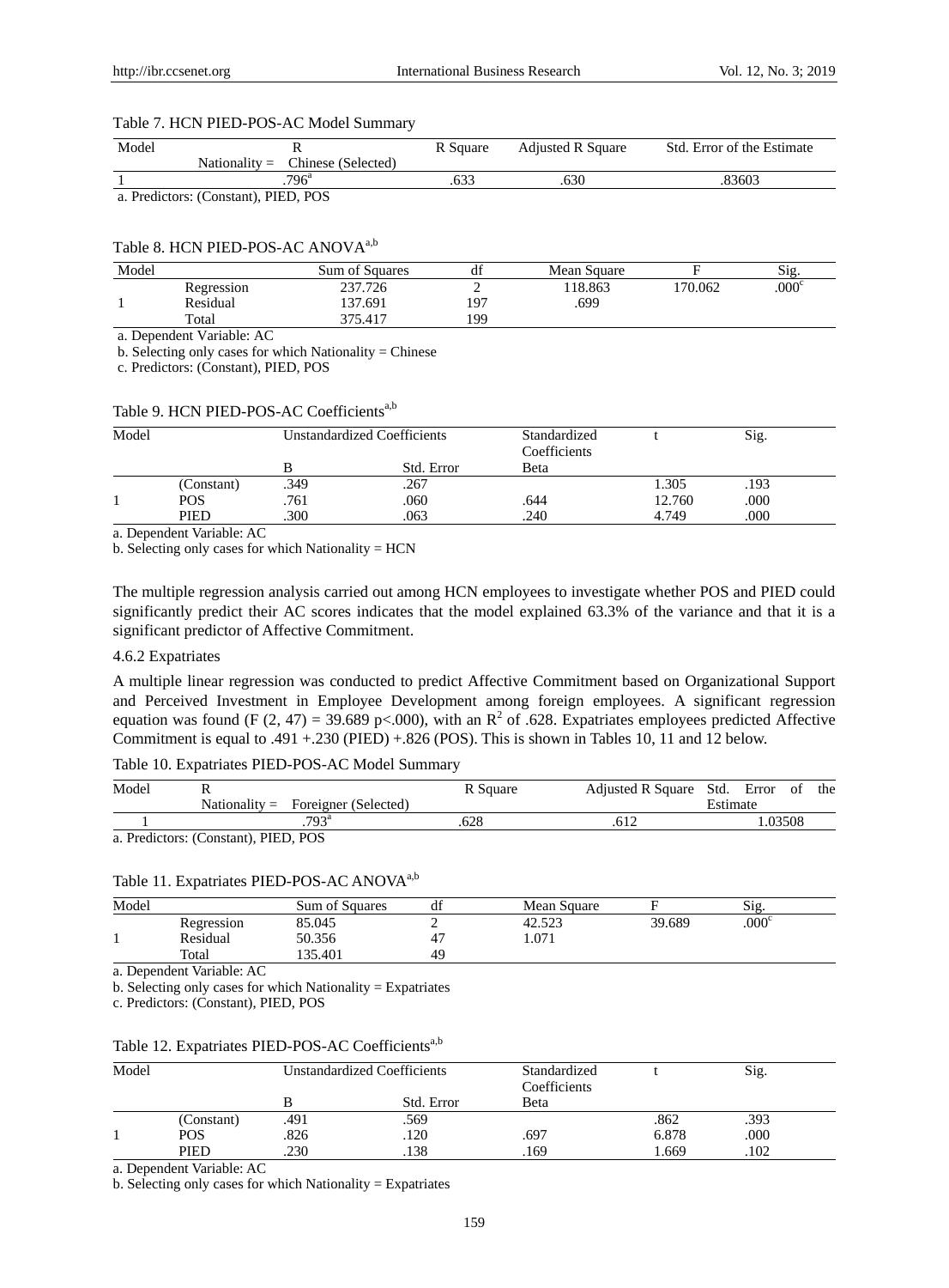Table 7. HCN PIED-POS-AC Model Summary

| Model | R | R Square | Adjusted R Square | Std. Error of the Estimate |
|---|---|---|---|---|
| | Nationality = Chinese (Selected) | | | |
| 1 | .796[a] | .633 | .630 | .83603 |

a. Predictors: (Constant), PIED, POS

Table 8. HCN PIED-POS-AC ANOVA[a,b]

| Model | | Sum of Squares | df | Mean Square | F | Sig. |
|---|---|---|---|---|---|---|
| 1 | Regression | 237.726 | 2 | 118.863 | 170.062 | .000[c] |
| | Residual | 137.691 | 197 | .699 | | |
| | Total | 375.417 | 199 | | | |

a. Dependent Variable: AC

b. Selecting only cases for which Nationality = Chinese

c. Predictors: (Constant), PIED, POS

Table 9. HCN PIED-POS-AC Coefficients[a,b]

| Model | | Unstandardized Coefficients | | Standardized Coefficients | t | Sig. |
|---|---|---|---|---|---|---|
| | | B | Std. Error | Beta | | |
| 1 | (Constant) | .349 | .267 | | 1.305 | .193 |
| | POS | .761 | .060 | .644 | 12.760 | .000 |
| | PIED | .300 | .063 | .240 | 4.749 | .000 |

a. Dependent Variable: AC

b. Selecting only cases for which Nationality = HCN

The multiple regression analysis carried out among HCN employees to investigate whether POS and PIED could significantly predict their AC scores indicates that the model explained 63.3% of the variance and that it is a significant predictor of Affective Commitment.

#### 4.6.2 Expatriates

A multiple linear regression was conducted to predict Affective Commitment based on Organizational Support and Perceived Investment in Employee Development among foreign employees. A significant regression equation was found ($F (2, 47) = 39.689$ $p<.000$), with an $R^2$ of .628. Expatriates employees predicted Affective Commitment is equal to .491 +.230 (PIED) +.826 (POS). This is shown in Tables 10, 11 and 12 below.

Table 10. Expatriates PIED-POS-AC Model Summary

| Model | R | R Square | Adjusted R Square | Std. Error of the Estimate |
|---|---|---|---|---|
| | Nationality = Foreigner (Selected) | | | |
| 1 | .793[a] | .628 | .612 | 1.03508 |

a. Predictors: (Constant), PIED, POS

Table 11. Expatriates PIED-POS-AC ANOVA[a,b]

| Model | | Sum of Squares | df | Mean Square | F | Sig. |
|---|---|---|---|---|---|---|
| 1 | Regression | 85.045 | 2 | 42.523 | 39.689 | .000[c] |
| | Residual | 50.356 | 47 | 1.071 | | |
| | Total | 135.401 | 49 | | | |

a. Dependent Variable: AC

b. Selecting only cases for which Nationality = Expatriates

c. Predictors: (Constant), PIED, POS

Table 12. Expatriates PIED-POS-AC Coefficients[a,b]

| Model | | Unstandardized Coefficients | | Standardized Coefficients | t | Sig. |
|---|---|---|---|---|---|---|
| | | B | Std. Error | Beta | | |
| 1 | (Constant) | .491 | .569 | | .862 | .393 |
| | POS | .826 | .120 | .697 | 6.878 | .000 |
| | PIED | .230 | .138 | .169 | 1.669 | .102 |

a. Dependent Variable: AC

b. Selecting only cases for which Nationality = Expatriates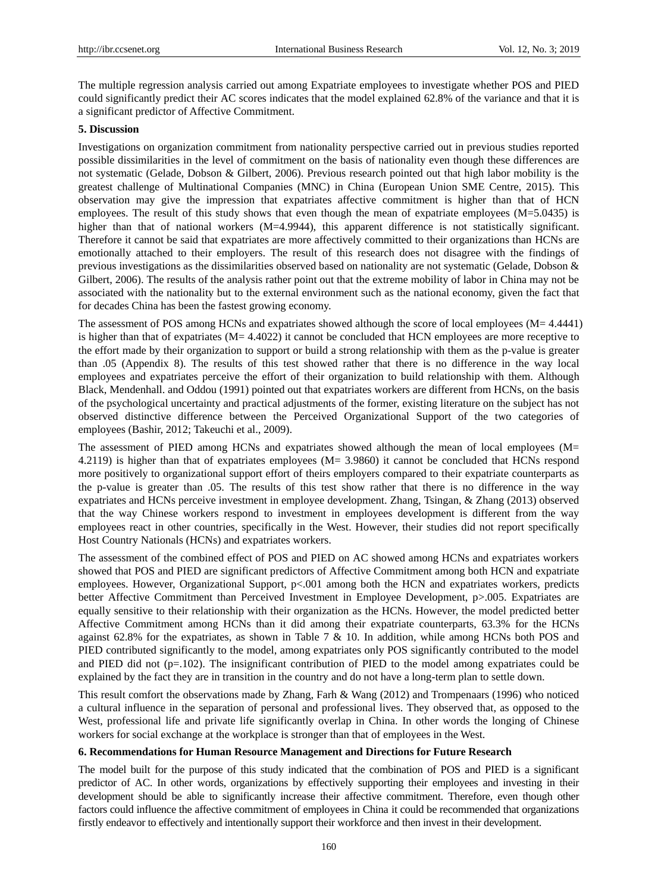The multiple regression analysis carried out among Expatriate employees to investigate whether POS and PIED could significantly predict their AC scores indicates that the model explained 62.8% of the variance and that it is a significant predictor of Affective Commitment.

## 5. Discussion

Investigations on organization commitment from nationality perspective carried out in previous studies reported possible dissimilarities in the level of commitment on the basis of nationality even though these differences are not systematic (Gelade, Dobson & Gilbert, 2006). Previous research pointed out that high labor mobility is the greatest challenge of Multinational Companies (MNC) in China (European Union SME Centre, 2015). This observation may give the impression that expatriates affective commitment is higher than that of HCN employees. The result of this study shows that even though the mean of expatriate employees (M=5.0435) is higher than that of national workers (M=4.9944), this apparent difference is not statistically significant. Therefore it cannot be said that expatriates are more affectively committed to their organizations than HCNs are emotionally attached to their employers. The result of this research does not disagree with the findings of previous investigations as the dissimilarities observed based on nationality are not systematic (Gelade, Dobson & Gilbert, 2006). The results of the analysis rather point out that the extreme mobility of labor in China may not be associated with the nationality but to the external environment such as the national economy, given the fact that for decades China has been the fastest growing economy.

The assessment of POS among HCNs and expatriates showed although the score of local employees (M= 4.4441) is higher than that of expatriates (M= 4.4022) it cannot be concluded that HCN employees are more receptive to the effort made by their organization to support or build a strong relationship with them as the p-value is greater than .05 (Appendix 8). The results of this test showed rather that there is no difference in the way local employees and expatriates perceive the effort of their organization to build relationship with them. Although Black, Mendenhall. and Oddou (1991) pointed out that expatriates workers are different from HCNs, on the basis of the psychological uncertainty and practical adjustments of the former, existing literature on the subject has not observed distinctive difference between the Perceived Organizational Support of the two categories of employees (Bashir, 2012; Takeuchi et al., 2009).

The assessment of PIED among HCNs and expatriates showed although the mean of local employees (M= 4.2119) is higher than that of expatriates employees (M= 3.9860) it cannot be concluded that HCNs respond more positively to organizational support effort of theirs employers compared to their expatriate counterparts as the p-value is greater than .05. The results of this test show rather that there is no difference in the way expatriates and HCNs perceive investment in employee development. Zhang, Tsingan, & Zhang (2013) observed that the way Chinese workers respond to investment in employees development is different from the way employees react in other countries, specifically in the West. However, their studies did not report specifically Host Country Nationals (HCNs) and expatriates workers.

The assessment of the combined effect of POS and PIED on AC showed among HCNs and expatriates workers showed that POS and PIED are significant predictors of Affective Commitment among both HCN and expatriate employees. However, Organizational Support, $p<.001$ among both the HCN and expatriates workers, predicts better Affective Commitment than Perceived Investment in Employee Development, $p>.005$. Expatriates are equally sensitive to their relationship with their organization as the HCNs. However, the model predicted better Affective Commitment among HCNs than it did among their expatriate counterparts, 63.3% for the HCNs against 62.8% for the expatriates, as shown in Table 7 & 10. In addition, while among HCNs both POS and PIED contributed significantly to the model, among expatriates only POS significantly contributed to the model and PIED did not ($p=.102$). The insignificant contribution of PIED to the model among expatriates could be explained by the fact they are in transition in the country and do not have a long-term plan to settle down.

This result comfort the observations made by Zhang, Farh & Wang (2012) and Trompenaars (1996) who noticed a cultural influence in the separation of personal and professional lives. They observed that, as opposed to the West, professional life and private life significantly overlap in China. In other words the longing of Chinese workers for social exchange at the workplace is stronger than that of employees in the West.

## 6. Recommendations for Human Resource Management and Directions for Future Research

The model built for the purpose of this study indicated that the combination of POS and PIED is a significant predictor of AC. In other words, organizations by effectively supporting their employees and investing in their development should be able to significantly increase their affective commitment. Therefore, even though other factors could influence the affective commitment of employees in China it could be recommended that organizations firstly endeavor to effectively and intentionally support their workforce and then invest in their development.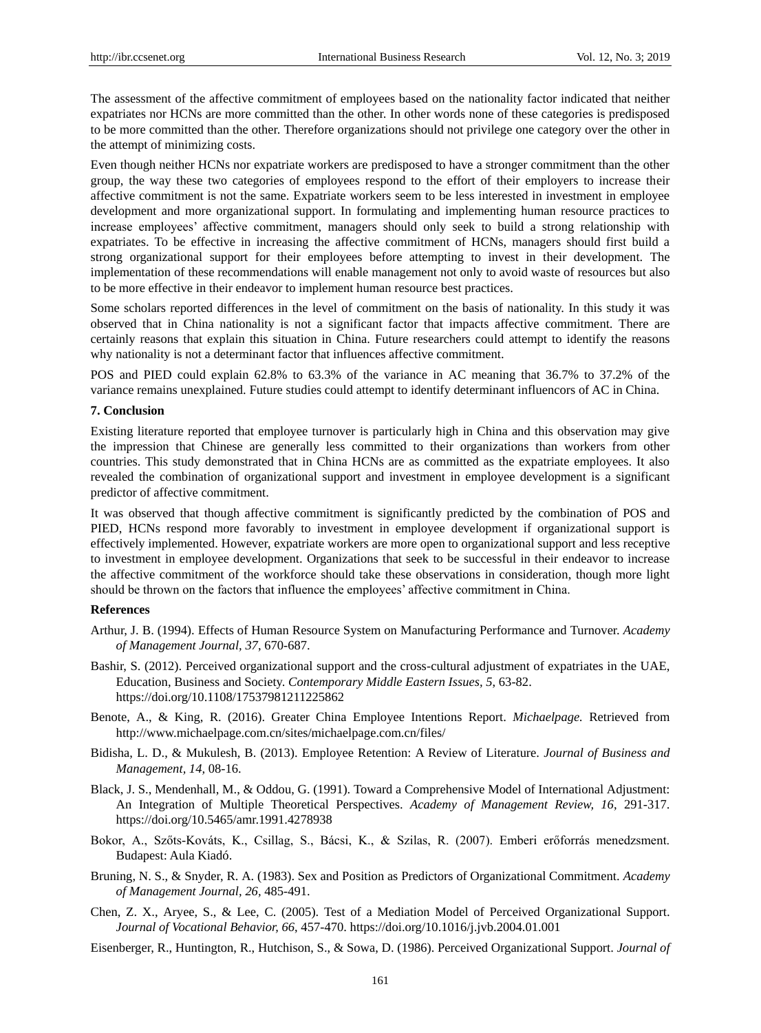The assessment of the affective commitment of employees based on the nationality factor indicated that neither expatriates nor HCNs are more committed than the other. In other words none of these categories is predisposed to be more committed than the other. Therefore organizations should not privilege one category over the other in the attempt of minimizing costs.

Even though neither HCNs nor expatriate workers are predisposed to have a stronger commitment than the other group, the way these two categories of employees respond to the effort of their employers to increase their affective commitment is not the same. Expatriate workers seem to be less interested in investment in employee development and more organizational support. In formulating and implementing human resource practices to increase employees' affective commitment, managers should only seek to build a strong relationship with expatriates. To be effective in increasing the affective commitment of HCNs, managers should first build a strong organizational support for their employees before attempting to invest in their development. The implementation of these recommendations will enable management not only to avoid waste of resources but also to be more effective in their endeavor to implement human resource best practices.

Some scholars reported differences in the level of commitment on the basis of nationality. In this study it was observed that in China nationality is not a significant factor that impacts affective commitment. There are certainly reasons that explain this situation in China. Future researchers could attempt to identify the reasons why nationality is not a determinant factor that influences affective commitment.

POS and PIED could explain 62.8% to 63.3% of the variance in AC meaning that 36.7% to 37.2% of the variance remains unexplained. Future studies could attempt to identify determinant influencors of AC in China.

## 7. Conclusion

Existing literature reported that employee turnover is particularly high in China and this observation may give the impression that Chinese are generally less committed to their organizations than workers from other countries. This study demonstrated that in China HCNs are as committed as the expatriate employees. It also revealed the combination of organizational support and investment in employee development is a significant predictor of affective commitment.

It was observed that though affective commitment is significantly predicted by the combination of POS and PIED, HCNs respond more favorably to investment in employee development if organizational support is effectively implemented. However, expatriate workers are more open to organizational support and less receptive to investment in employee development. Organizations that seek to be successful in their endeavor to increase the affective commitment of the workforce should take these observations in consideration, though more light should be thrown on the factors that influence the employees' affective commitment in China.

## References

Arthur, J. B. (1994). Effects of Human Resource System on Manufacturing Performance and Turnover. *Academy of Management Journal, 37*, 670-687.

Bashir, S. (2012). Perceived organizational support and the cross-cultural adjustment of expatriates in the UAE, Education, Business and Society. *Contemporary Middle Eastern Issues, 5*, 63-82. https://doi.org/10.1108/17537981211225862

Benote, A., & King, R. (2016). Greater China Employee Intentions Report. *Michaelpage.* Retrieved from http://www.michaelpage.com.cn/sites/michaelpage.com.cn/files/

Bidisha, L. D., & Mukulesh, B. (2013). Employee Retention: A Review of Literature. *Journal of Business and Management, 14*, 08-16.

Black, J. S., Mendenhall, M., & Oddou, G. (1991). Toward a Comprehensive Model of International Adjustment: An Integration of Multiple Theoretical Perspectives. *Academy of Management Review, 16*, 291-317. https://doi.org/10.5465/amr.1991.4278938

Bokor, A., Szőts-Kováts, K., Csillag, S., Bácsi, K., & Szilas, R. (2007). Emberi erőforrás menedzsment. Budapest: Aula Kiadó.

Bruning, N. S., & Snyder, R. A. (1983). Sex and Position as Predictors of Organizational Commitment. *Academy of Management Journal, 26*, 485-491.

Chen, Z. X., Aryee, S., & Lee, C. (2005). Test of a Mediation Model of Perceived Organizational Support. *Journal of Vocational Behavior, 66*, 457-470. https://doi.org/10.1016/j.jvb.2004.01.001

Eisenberger, R., Huntington, R., Hutchison, S., & Sowa, D. (1986). Perceived Organizational Support. *Journal of*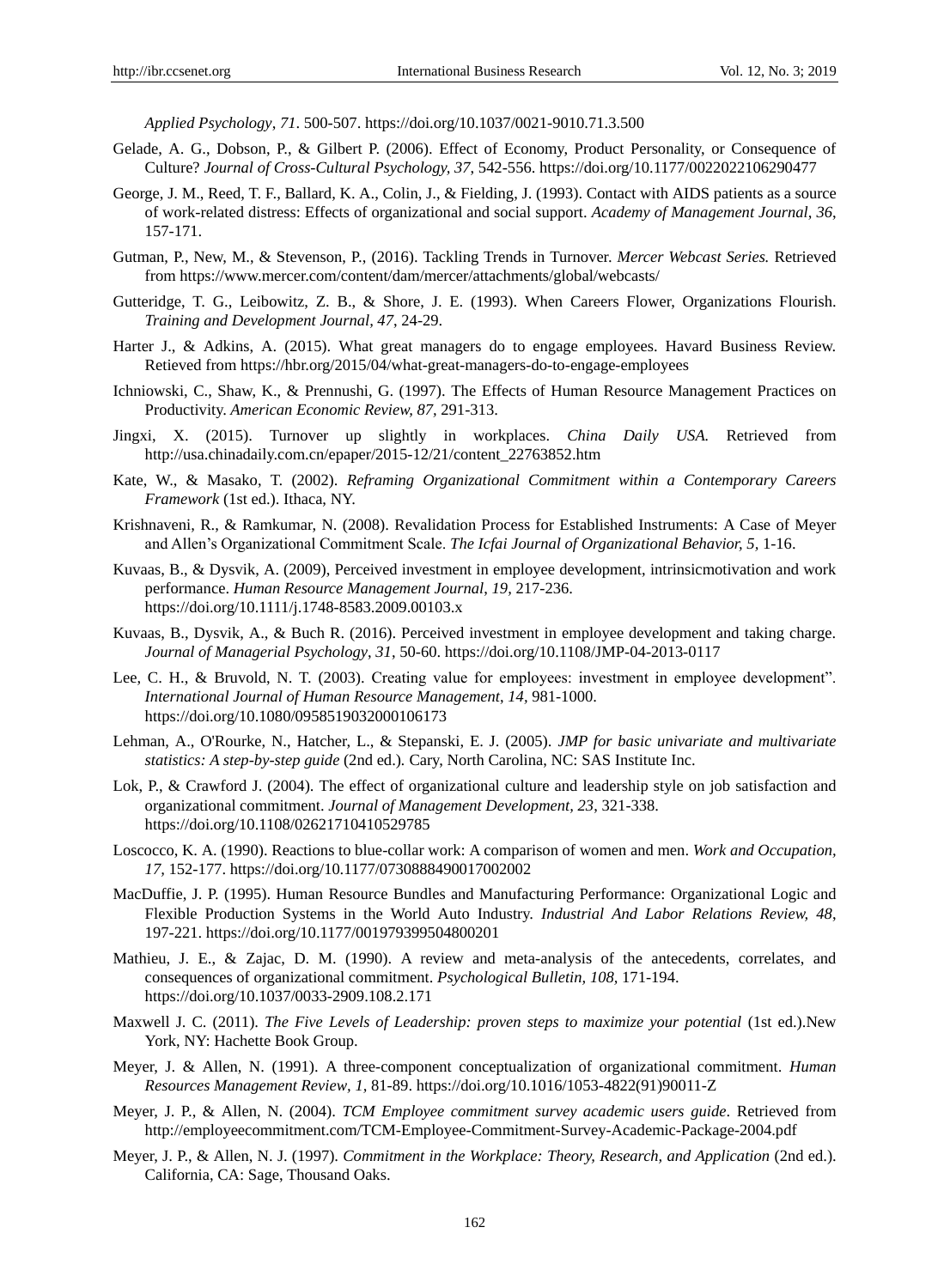*Applied Psychology*, *71*. 500-507. https://doi.org/10.1037/0021-9010.71.3.500

Gelade, A. G., Dobson, P., & Gilbert P. (2006). Effect of Economy, Product Personality, or Consequence of Culture? *Journal of Cross-Cultural Psychology, 37*, 542-556. https://doi.org/10.1177/0022022106290477

George, J. M., Reed, T. F., Ballard, K. A., Colin, J., & Fielding, J. (1993). Contact with AIDS patients as a source of work-related distress: Effects of organizational and social support. *Academy of Management Journal*, *36*, 157-171.

Gutman, P., New, M., & Stevenson, P., (2016). Tackling Trends in Turnover. *Mercer Webcast Series.* Retrieved from https://www.mercer.com/content/dam/mercer/attachments/global/webcasts/

Gutteridge, T. G., Leibowitz, Z. B., & Shore, J. E. (1993). When Careers Flower, Organizations Flourish. *Training and Development Journal, 47*, 24-29.

Harter J., & Adkins, A. (2015). What great managers do to engage employees. Havard Business Review. Retieved from https://hbr.org/2015/04/what-great-managers-do-to-engage-employees

Ichniowski, C., Shaw, K., & Prennushi, G. (1997). The Effects of Human Resource Management Practices on Productivity. *American Economic Review, 87*, 291-313.

Jingxi, X. (2015). Turnover up slightly in workplaces. *China Daily USA.* Retrieved from http://usa.chinadaily.com.cn/epaper/2015-12/21/content_22763852.htm

Kate, W., & Masako, T. (2002). *Reframing Organizational Commitment within a Contemporary Careers Framework* (1st ed.). Ithaca, NY.

Krishnaveni, R., & Ramkumar, N. (2008). Revalidation Process for Established Instruments: A Case of Meyer and Allen's Organizational Commitment Scale. *The Icfai Journal of Organizational Behavior, 5*, 1-16.

Kuvaas, B., & Dysvik, A. (2009), Perceived investment in employee development, intrinsicmotivation and work performance. *Human Resource Management Journal*, *19,* 217-236. https://doi.org/10.1111/j.1748-8583.2009.00103.x

Kuvaas, B., Dysvik, A., & Buch R. (2016). Perceived investment in employee development and taking charge. *Journal of Managerial Psychology*, *31*, 50-60. https://doi.org/10.1108/JMP-04-2013-0117

Lee, C. H., & Bruvold, N. T. (2003). Creating value for employees: investment in employee development". *International Journal of Human Resource Management*, *14*, 981-1000. https://doi.org/10.1080/0958519032000106173

Lehman, A., O'Rourke, N., Hatcher, L., & Stepanski, E. J. (2005). *JMP for basic univariate and multivariate statistics: A step-by-step guide* (2nd ed.)*.* Cary, North Carolina, NC: SAS Institute Inc.

Lok, P., & Crawford J. (2004). The effect of organizational culture and leadership style on job satisfaction and organizational commitment. *Journal of Management Development, 23*, 321-338. https://doi.org/10.1108/02621710410529785

Loscocco, K. A. (1990). Reactions to blue-collar work: A comparison of women and men. *Work and Occupation, 17,* 152-177. https://doi.org/10.1177/0730888490017002002

MacDuffie, J. P. (1995). Human Resource Bundles and Manufacturing Performance: Organizational Logic and Flexible Production Systems in the World Auto Industry. *Industrial And Labor Relations Review, 48*, 197-221. https://doi.org/10.1177/001979399504800201

Mathieu, J. E., & Zajac, D. M. (1990). A review and meta-analysis of the antecedents, correlates, and consequences of organizational commitment. *Psychological Bulletin, 108,* 171-194. https://doi.org/10.1037/0033-2909.108.2.171

Maxwell J. C. (2011). *The Five Levels of Leadership: proven steps to maximize your potential* (1st ed.).New York, NY: Hachette Book Group.

Meyer, J. & Allen, N. (1991). A three-component conceptualization of organizational commitment. *Human Resources Management Review, 1,* 81-89. https://doi.org/10.1016/1053-4822(91)90011-Z

Meyer, J. P., & Allen, N. (2004). *TCM Employee commitment survey academic users guide*. Retrieved from http://employeecommitment.com/TCM-Employee-Commitment-Survey-Academic-Package-2004.pdf

Meyer, J. P., & Allen, N. J. (1997). *Commitment in the Workplace: Theory, Research, and Application* (2nd ed.). California, CA: Sage, Thousand Oaks.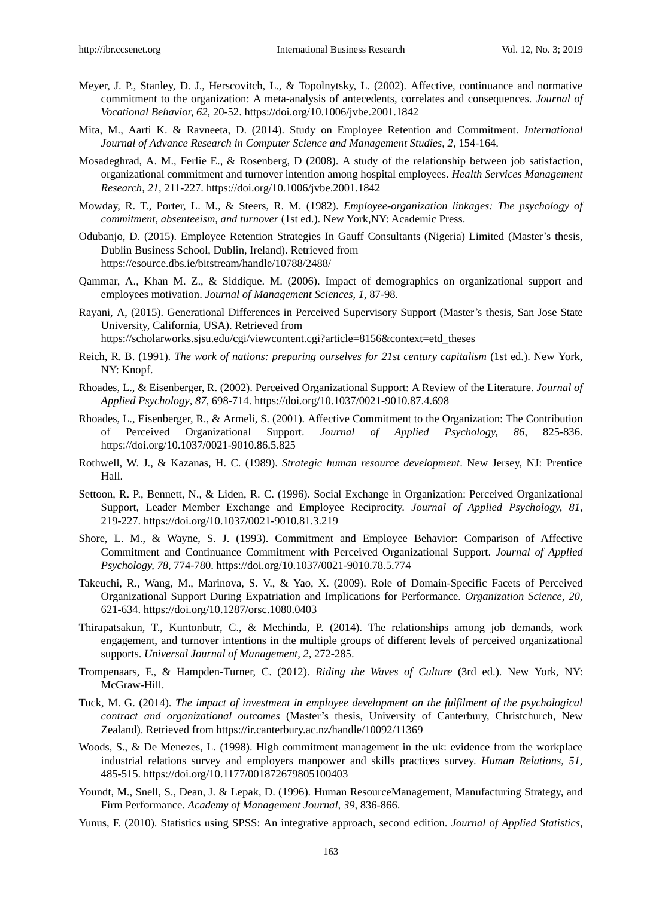Meyer, J. P., Stanley, D. J., Herscovitch, L., & Topolnytsky, L. (2002). Affective, continuance and normative commitment to the organization: A meta-analysis of antecedents, correlates and consequences. *Journal of Vocational Behavior, 62,* 20-52. https://doi.org/10.1006/jvbe.2001.1842

Mita, M., Aarti K. & Ravneeta, D. (2014). Study on Employee Retention and Commitment. *International Journal of Advance Research in Computer Science and Management Studies, 2,* 154-164.

Mosadeghrad, A. M., Ferlie E., & Rosenberg, D (2008). A study of the relationship between job satisfaction, organizational commitment and turnover intention among hospital employees. *Health Services Management Research, 21,* 211-227. https://doi.org/10.1006/jvbe.2001.1842

Mowday, R. T., Porter, L. M., & Steers, R. M. (1982). *Employee-organization linkages: The psychology of commitment, absenteeism, and turnover* (1st ed.). New York,NY: Academic Press.

Odubanjo, D. (2015). Employee Retention Strategies In Gauff Consultants (Nigeria) Limited (Master's thesis, Dublin Business School, Dublin, Ireland). Retrieved from https://esource.dbs.ie/bitstream/handle/10788/2488/

Qammar, A., Khan M. Z., & Siddique. M. (2006). Impact of demographics on organizational support and employees motivation. *Journal of Management Sciences, 1,* 87-98.

Rayani, A, (2015). Generational Differences in Perceived Supervisory Support (Master's thesis, San Jose State University, California, USA). Retrieved from https://scholarworks.sjsu.edu/cgi/viewcontent.cgi?article=8156&context=etd_theses

Reich, R. B. (1991). *The work of nations: preparing ourselves for 21st century capitalism* (1st ed.). New York, NY: Knopf.

Rhoades, L., & Eisenberger, R. (2002). Perceived Organizational Support: A Review of the Literature. *Journal of Applied Psychology, 87,* 698-714. https://doi.org/10.1037/0021-9010.87.4.698

Rhoades, L., Eisenberger, R., & Armeli, S. (2001). Affective Commitment to the Organization: The Contribution of Perceived Organizational Support. *Journal of Applied Psychology, 86,* 825-836. https://doi.org/10.1037/0021-9010.86.5.825

Rothwell, W. J., & Kazanas, H. C. (1989). *Strategic human resource development*. New Jersey, NJ: Prentice Hall.

Settoon, R. P., Bennett, N., & Liden, R. C. (1996). Social Exchange in Organization: Perceived Organizational Support, Leader–Member Exchange and Employee Reciprocity. *Journal of Applied Psychology, 81,* 219-227. https://doi.org/10.1037/0021-9010.81.3.219

Shore, L. M., & Wayne, S. J. (1993). Commitment and Employee Behavior: Comparison of Affective Commitment and Continuance Commitment with Perceived Organizational Support. *Journal of Applied Psychology, 78,* 774-780. https://doi.org/10.1037/0021-9010.78.5.774

Takeuchi, R., Wang, M., Marinova, S. V., & Yao, X. (2009). Role of Domain-Specific Facets of Perceived Organizational Support During Expatriation and Implications for Performance. *Organization Science, 20,* 621-634. https://doi.org/10.1287/orsc.1080.0403

Thirapatsakun, T., Kuntonbutr, C., & Mechinda, P. (2014). The relationships among job demands, work engagement, and turnover intentions in the multiple groups of different levels of perceived organizational supports. *Universal Journal of Management, 2,* 272-285.

Trompenaars, F., & Hampden-Turner, C. (2012). *Riding the Waves of Culture* (3rd ed.). New York, NY: McGraw-Hill.

Tuck, M. G. (2014). *The impact of investment in employee development on the fulfilment of the psychological contract and organizational outcomes* (Master's thesis, University of Canterbury, Christchurch, New Zealand). Retrieved from https://ir.canterbury.ac.nz/handle/10092/11369

Woods, S., & De Menezes, L. (1998). High commitment management in the uk: evidence from the workplace industrial relations survey and employers manpower and skills practices survey. *Human Relations, 51,* 485-515. https://doi.org/10.1177/001872679805100403

Youndt, M., Snell, S., Dean, J. & Lepak, D. (1996). Human ResourceManagement, Manufacturing Strategy, and Firm Performance. *Academy of Management Journal, 39,* 836-866.

Yunus, F. (2010). Statistics using SPSS: An integrative approach, second edition. *Journal of Applied Statistics,*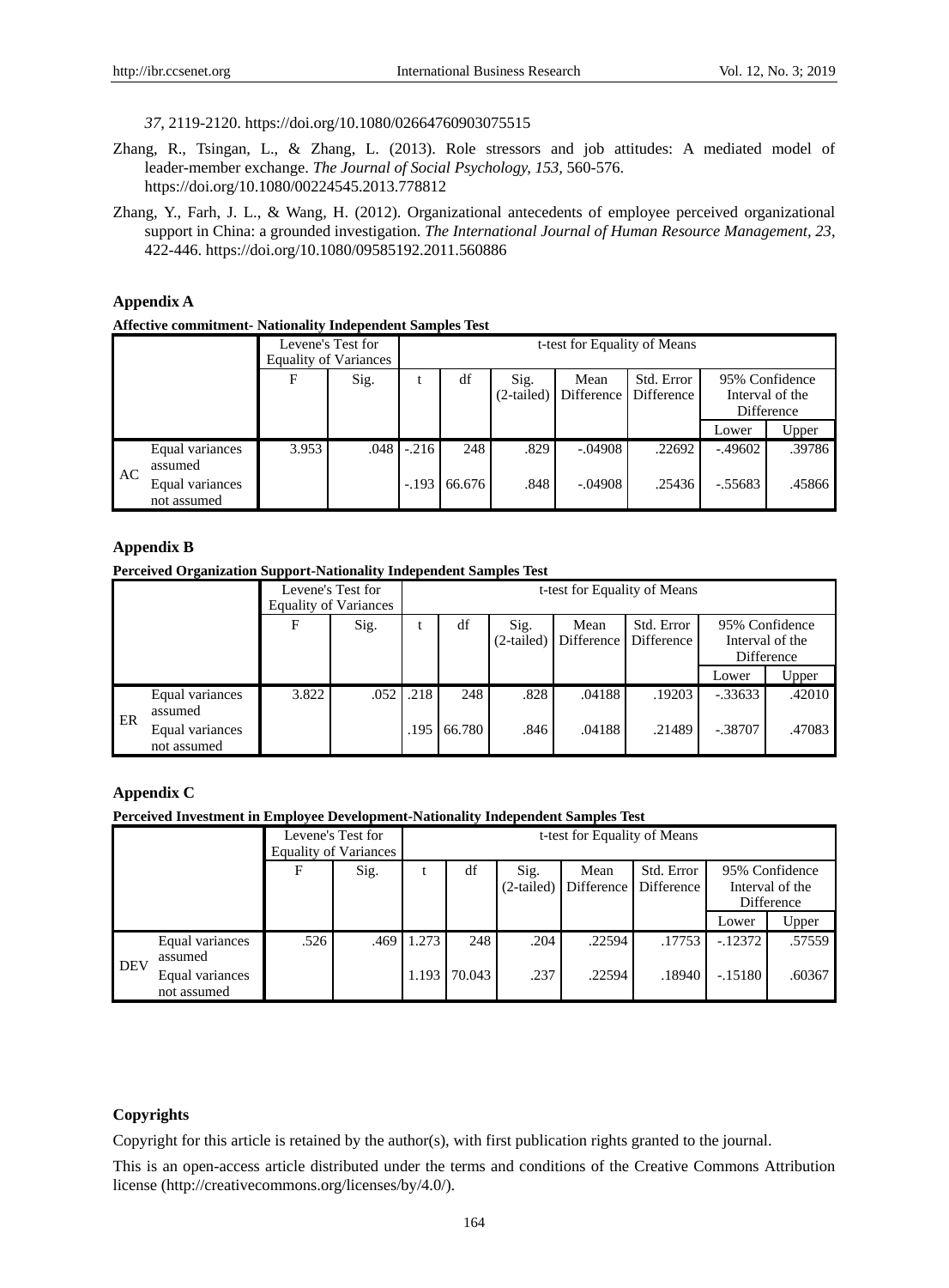*37*, 2119-2120. https://doi.org/10.1080/02664760903075515

Zhang, R., Tsingan, L., & Zhang, L. (2013). Role stressors and job attitudes: A mediated model of leader-member exchange. *The Journal of Social Psychology, 153*, 560-576. https://doi.org/10.1080/00224545.2013.778812

Zhang, Y., Farh, J. L., & Wang, H. (2012). Organizational antecedents of employee perceived organizational support in China: a grounded investigation. *The International Journal of Human Resource Management*, *23*, 422-446. https://doi.org/10.1080/09585192.2011.560886

## Appendix A

**Affective commitment- Nationality Independent Samples Test**

| | | Levene's Test for Equality of Variances | | t-test for Equality of Means | | | | | | |
|---|---|---|---|---|---|---|---|---|---|---|
| | | F | Sig. | t | df | Sig. (2-tailed) | Mean Difference | Std. Error Difference | 95% Confidence Interval of the Difference | |
| | | | | | | | | | Lower | Upper |
| AC | Equal variances assumed | 3.953 | .048 | -.216 | 248 | .829 | -.04908 | .22692 | -.49602 | .39786 |
| | Equal variances not assumed | | | -.193 | 66.676 | .848 | -.04908 | .25436 | -.55683 | .45866 |

## Appendix B

**Perceived Organization Support-Nationality Independent Samples Test**

| | | Levene's Test for Equality of Variances | | t-test for Equality of Means | | | | | | |
|---|---|---|---|---|---|---|---|---|---|---|
| | | F | Sig. | t | df | Sig. (2-tailed) | Mean Difference | Std. Error Difference | 95% Confidence Interval of the Difference | |
| | | | | | | | | | Lower | Upper |
| ER | Equal variances assumed | 3.822 | .052 | .218 | 248 | .828 | .04188 | .19203 | -.33633 | .42010 |
| | Equal variances not assumed | | | .195 | 66.780 | .846 | .04188 | .21489 | -.38707 | .47083 |

## Appendix C

**Perceived Investment in Employee Development-Nationality Independent Samples Test**

| | | Levene's Test for Equality of Variances | | t-test for Equality of Means | | | | | | |
|---|---|---|---|---|---|---|---|---|---|---|
| | | F | Sig. | t | df | Sig. (2-tailed) | Mean Difference | Std. Error Difference | 95% Confidence Interval of the Difference | |
| | | | | | | | | | Lower | Upper |
| DEV | Equal variances assumed | .526 | .469 | 1.273 | 248 | .204 | .22594 | .17753 | -.12372 | .57559 |
| | Equal variances not assumed | | | 1.193 | 70.043 | .237 | .22594 | .18940 | -.15180 | .60367 |

## Copyrights

Copyright for this article is retained by the author(s), with first publication rights granted to the journal.

This is an open-access article distributed under the terms and conditions of the Creative Commons Attribution license (http://creativecommons.org/licenses/by/4.0/).